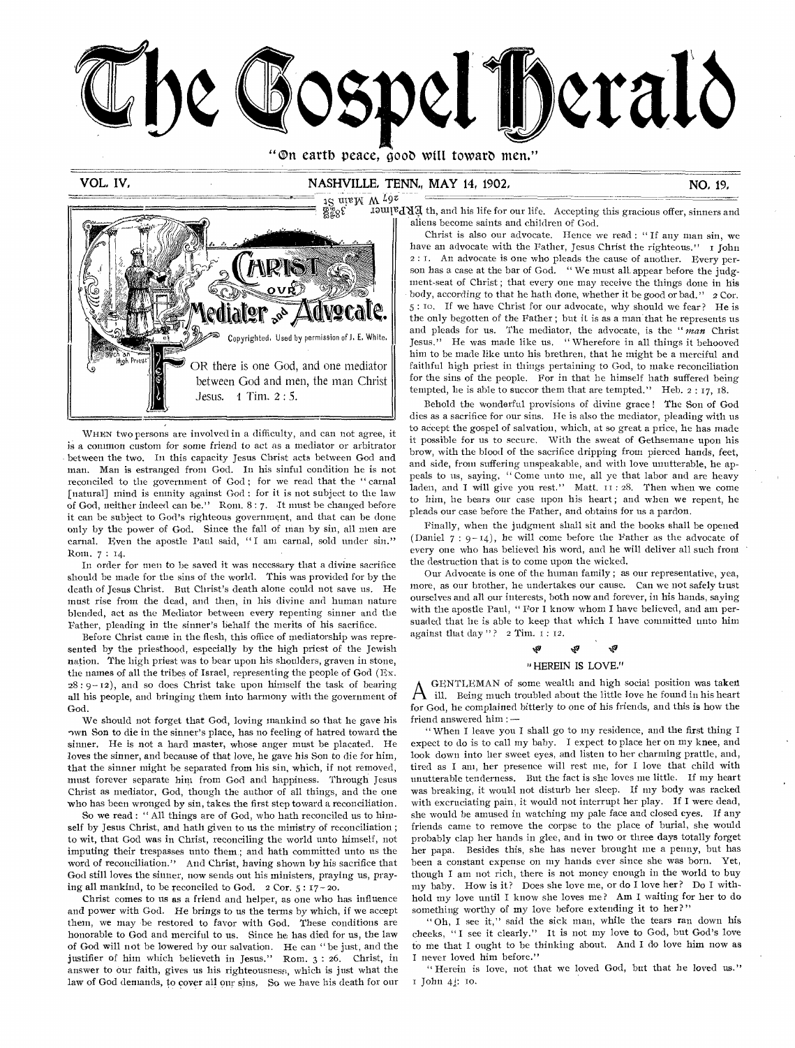# The Gospel Herald

"On earth peace, good will toward men."

VOL. IV. NASHVILLE, TENN., MAY 14, 1902. NO. 19.

## Christ Our Mediator and Advocate.

Copyrighted. Used by permission of J. E. White.

FOR there is one God, and one mediator between God and men, the man Christ Jesus. 1 Tim. 2 : 5.

WHEN two persons are involved in a difficulty, and can not agree, it is a common custom for some friend to act as a mediator or arbitrator between the two. In this capacity Jesus Christ acts between God and man. Man is estranged from God. In his sinful condition he is not reconciled to the government of God; for we read that the "carnal [natural] mind is enmity against God: for it is not subject to the law of God, neither indeed can be." Rom. 8 : 7. It must be changed before it can be subject to God's righteous government, and that can be done only by the power of God. Since the fall of man by sin, all men are carnal. Even the apostle Paul said, "I am carnal, sold under sin." Rom. 7 : 14.

In order for men to be saved it was necessary that a divine sacrifice should be made for the sins of the world. This was provided for by the death of Jesus Christ. But Christ's death alone could not save us. He must rise from the dead, and then, in his divine and human nature blended, act as the Mediator between every repenting sinner and the Father, pleading in the sinner's behalf the merits of his sacrifice.

Before Christ came in the flesh, this office of mediatorship was represented by the priesthood, especially by the high priest of the Jewish nation. The high priest was to bear upon his shoulders, graven in stone, the names of all the tribes of Israel, representing the people of God (Ex. 28 : 9-12), and so does Christ take upon himself the task of bearing all his people, and bringing them into harmony with the government of God.

We should not forget that God, loving mankind so that he gave his own Son to die in the sinner's place, has no feeling of hatred toward the sinner. He is not a hard master, whose anger must be placated. He loves the sinner, and because of that love, he gave his Son to die for him, that the sinner might be separated from his sin, which, if not removed, must forever separate him from God and happiness. Through Jesus Christ as mediator, God, though the author of all things, and the one who has been wronged by sin, takes the first step toward a reconciliation.

So we read: "All things are of God, who hath reconciled us to himself by Jesus Christ, and hath given to us the ministry of reconciliation; to wit, that God was in Christ, reconciling the world unto himself, not imputing their trespasses unto them; and hath committed unto us the word of reconciliation." And Christ, having shown by his sacrifice that God still loves the sinner, now sends out his ministers, praying us, praying all mankind, to be reconciled to God. 2 Cor. 5 : 17-20.

Christ comes to us as a friend and helper, as one who has influence and power with God. He brings to us the terms by which, if we accept them, we may be restored to favor with God. These conditions are honorable to God and merciful to us. Since he has died for us, the law of God will not be lowered by our salvation. He can "be just, and the justifier of him which believeth in Jesus." Rom. 3 : 26. Christ, in answer to our faith, gives us his righteousness, which is just what the law of God demands, to cover all our sins. So we have his death for our death, and his life for our life. Accepting this gracious offer, sinners and aliens become saints and children of God.

Christ is also our advocate. Hence we read: "If any man sin, we have an advocate with the Father, Jesus Christ the righteous." 1 John 2 : 1. An advocate is one who pleads the cause of another. Every person has a case at the bar of God. "We must all appear before the judgment-seat of Christ; that every one may receive the things done in his body, according to that he hath done, whether it be good or bad." 2 Cor. 5 : 10. If we have Christ for our advocate, why should we fear? He is the only begotten of the Father; but it is as a man that he represents us and pleads for us. The mediator, the advocate, is the "*man* Christ Jesus." He was made like us. "Wherefore in all things it behooved him to be made like unto his brethren, that he might be a merciful and faithful high priest in things pertaining to God, to make reconciliation for the sins of the people. For in that he himself hath suffered being tempted, he is able to succor them that are tempted." Heb. 2 : 17, 18.

Behold the wonderful provisions of divine grace! The Son of God dies as a sacrifice for our sins. He is also the mediator, pleading with us to accept the gospel of salvation, which, at so great a price, he has made it possible for us to secure. With the sweat of Gethsemane upon his brow, with the blood of the sacrifice dripping from pierced hands, feet, and side, from suffering unspeakable, and with love unutterable, he appeals to us, saying, "Come unto me, all ye that labor and are heavy laden, and I will give you rest." Matt. 11 : 28. Then when we come to him, he bears our case upon his heart; and when we repent, he pleads our case before the Father, and obtains for us a pardon.

Finally, when the judgment shall sit and the books shall be opened (Daniel 7 : 9-14), he will come before the Father as the advocate of every one who has believed his word, and he will deliver all such from the destruction that is to come upon the wicked.

Our Advocate is one of the human family; as our representative, yea, more, as our brother, he undertakes our cause. Can we not safely trust ourselves and all our interests, both now and forever, in his hands, saying with the apostle Paul, "For I know whom I have believed, and am persuaded that he is able to keep that which I have committed unto him against that day"? 2 Tim. 1 : 12.

## "HEREIN IS LOVE."

A GENTLEMAN of some wealth and high social position was taken ill. Being much troubled about the little love he found in his heart for God, he complained bitterly to one of his friends, and this is how the friend answered him:—

"When I leave you I shall go to my residence, and the first thing I expect to do is to call my baby. I expect to place her on my knee, and look down into her sweet eyes, and listen to her charming prattle, and, tired as I am, her presence will rest me, for I love that child with unutterable tenderness. But the fact is she loves me little. If my heart was breaking, it would not disturb her sleep. If my body was racked with excruciating pain, it would not interrupt her play. If I were dead, she would be amused in watching my pale face and closed eyes. If any friends came to remove the corpse to the place of burial, she would probably clap her hands in glee, and in two or three days totally forget her papa. Besides this, she has never brought me a penny, but has been a constant expense on my hands ever since she was born. Yet, though I am not rich, there is not money enough in the world to buy my baby. How is it? Does she love me, or do I love her? Do I withhold my love until I know she loves me? Am I waiting for her to do something worthy of my love before extending it to her?"

"Oh, I see it," said the sick man, while the tears ran down his cheeks, "I see it clearly." It is not my love to God, but God's love to me that I ought to be thinking about. And I do love him now as I never loved him before."

"Herein is love, not that we loved God, but that he loved us." 1 John 4 : 10.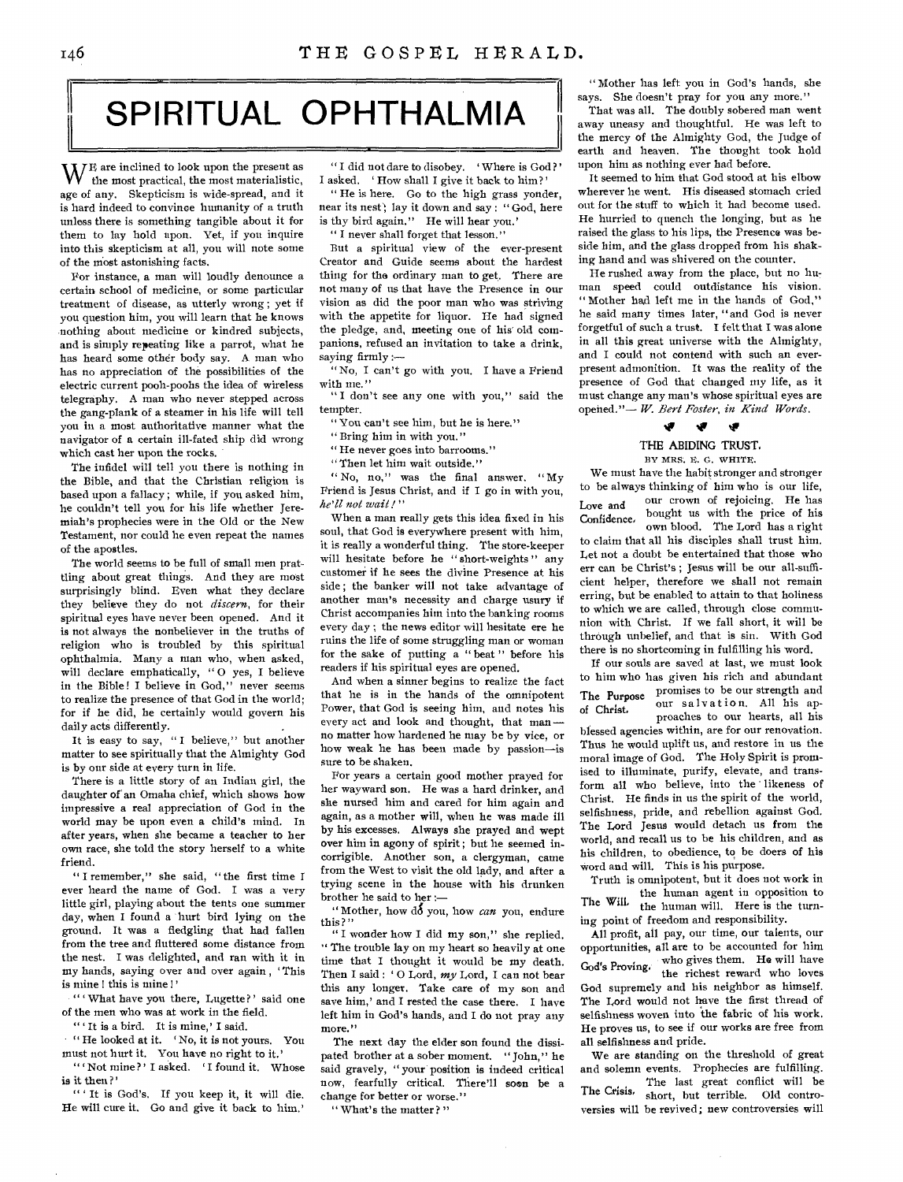# SPIRITUAL OPHTHALMIA

WE are inclined to look upon the present as the most practical, the most materialistic, age of any. Skepticism is wide-spread, and it is hard indeed to convince humanity of a truth unless there is something tangible about it for them to lay hold upon. Yet, if you inquire into this skepticism at all, you will note some of the most astonishing facts.

For instance, a man will loudly denounce a certain school of medicine, or some particular treatment of disease, as utterly wrong; yet if you question him, you will learn that he knows nothing about medicine or kindred subjects, and is simply repeating like a parrot, what he has heard some other body say. A man who has no appreciation of the possibilities of the electric current pooh-poohs the idea of wireless telegraphy. A man who never stepped across the gang-plank of a steamer in his life will tell you in a most authoritative manner what the navigator of a certain ill-fated ship did wrong which cast her upon the rocks.

The infidel will tell you that there is nothing in the Bible, and that the Christian religion is based upon a fallacy; while, if you asked him, he couldn't tell you for his life whether Jeremiah's prophecies were in the Old or the New Testament, nor could he even repeat the names of the apostles.

The world seems to be full of small men prattling about great things. And they are most surprisingly blind. Even what they declare they believe they do not *discern*, for their spiritual eyes have never been opened. And it is not always the nonbeliever in the truths of religion who is troubled by this spiritual ophthalmia. Many a man who, when asked, will declare emphatically, "O yes, I believe in the Bible! I believe in God," never seems to realize the presence of that God in the world; for if he did, he certainly would govern his daily acts differently.

It is easy to say, "I believe," but another matter to see spiritually that the Almighty God is by our side at every turn in life.

There is a little story of an Indian girl, the daughter of an Omaha chief, which shows how impressive a real appreciation of God in the world may be upon even a child's mind. In after years, when she became a teacher to her own race, she told the story herself to a white friend.

"I remember," she said, "the first time I ever heard the name of God. I was a very little girl, playing about the tents one summer day, when I found a hurt bird lying on the ground. It was a fledgling that had fallen from the tree and fluttered some distance from the nest. I was delighted, and ran with it in my hands, saying over and over again, 'This is mine! this is mine!'

"'What have you there, Lugette?' said one of the men who was at work in the field.

"'It is a bird. It is mine,' I said.

"He looked at it. 'No, it is not yours. You must not hurt it. You have no right to it.'

"'Not mine?' I asked. 'I found it. Whose is it then?'

"'It is God's. If you keep it, it will die. He will cure it. Go and give it back to him.'

"I did not dare to disobey. 'Where is God?' I asked. 'How shall I give it back to him?'

"He is here. Go to the high grass yonder, near its nest; lay it down and say: "God, here is thy bird again." He will hear you.'

"I never shall forget that lesson."

But a spiritual view of the ever-present Creator and Guide seems about the hardest thing for the ordinary man to get. There are not many of us that have the Presence in our vision as did the poor man who was striving with the appetite for liquor. He had signed the pledge, and, meeting one of his old companions, refused an invitation to take a drink, saying firmly:—

"No, I can't go with you. I have a Friend with me."

"I don't see any one with you," said the tempter.

"You can't see him, but he is here."

"Bring him in with you."

"He never goes into barrooms."

"Then let him wait outside."

"No, no," was the final answer. "My Friend is Jesus Christ, and if I go in with you, *he'll not wait!*"

When a man really gets this idea fixed in his soul, that God is everywhere present with him, it is really a wonderful thing. The store-keeper will hesitate before he "short-weights" any customer if he sees the divine Presence at his side; the banker will not take advantage of another man's necessity and charge usury if Christ accompanies him into the banking rooms every day; the news editor will hesitate ere he ruins the life of some struggling man or woman for the sake of putting a "beat" before his readers if his spiritual eyes are opened.

And when a sinner begins to realize the fact that he is in the hands of the omnipotent Power, that God is seeing him, and notes his every act and look and thought, that man—no matter how hardened he may be by vice, or how weak he has been made by passion—is sure to be shaken.

For years a certain good mother prayed for her wayward son. He was a hard drinker, and she nursed him and cared for him again and again, as a mother will, when he was made ill by his excesses. Always she prayed and wept over him in agony of spirit; but he seemed incorrigible. Another son, a clergyman, came from the West to visit the old lady, and after a trying scene in the house with his drunken brother he said to her:—

"Mother, how do you, how *can* you, endure this?"

"I wonder how I did my son," she replied. "The trouble lay on my heart so heavily at one time that I thought it would be my death. Then I said: 'O Lord, *my* Lord, I can not bear this any longer. Take care of my son and save him,' and I rested the case there. I have left him in God's hands, and I do not pray any more."

The next day the elder son found the dissipated brother at a sober moment. "John," he said gravely, "your position is indeed critical now, fearfully critical. There'll soon be a change for better or worse."

"What's the matter?"

"Mother has left you in God's hands, she says. She doesn't pray for you any more."

That was all. The doubly sobered man went away uneasy and thoughtful. He was left to the mercy of the Almighty God, the Judge of earth and heaven. The thought took hold upon him as nothing ever had before.

It seemed to him that God stood at his elbow wherever he went. His diseased stomach cried out for the stuff to which it had become used. He hurried to quench the longing, but as he raised the glass to his lips, the Presence was beside him, and the glass dropped from his shaking hand and was shivered on the counter.

He rushed away from the place, but no human speed could outdistance his vision. "Mother had left me in the hands of God," he said many times later, "and God is never forgetful of such a trust. I felt that I was alone in all this great universe with the Almighty, and I could not contend with such an ever-present admonition. It was the reality of the presence of God that changed my life, as it must change any man's whose spiritual eyes are opened."—*W. Bert Foster, in Kind Words.*

## THE ABIDING TRUST.

BY MRS. E. G. WHITE.

**Love and Confidence.** We must have the habit stronger and stronger to be always thinking of him who is our life, our crown of rejoicing. He has bought us with the price of his own blood. The Lord has a right to claim that all his disciples shall trust him. Let not a doubt be entertained that those who err can be Christ's; Jesus will be our all-sufficient helper, therefore we shall not remain erring, but be enabled to attain to that holiness to which we are called, through close communion with Christ. If we fall short, it will be through unbelief, and that is sin. With God there is no shortcoming in fulfilling his word.

**The Purpose of Christ.** If our souls are saved at last, we must look to him who has given his rich and abundant promises to be our strength and our salvation. All his approaches to our hearts, all his blessed agencies within, are for our renovation. Thus he would uplift us, and restore in us the moral image of God. The Holy Spirit is promised to illuminate, purify, elevate, and transform all who believe, into the likeness of Christ. He finds in us the spirit of the world, selfishness, pride, and rebellion against God. The Lord Jesus would detach us from the world, and recall us to be his children, and as his children, to obedience, to be doers of his word and will. This is his purpose.

**The Will.** Truth is omnipotent, but it does not work in the human agent in opposition to the human will. Here is the turning point of freedom and responsibility.

**God's Proving.** All profit, all pay, our time, our talents, our opportunities, all are to be accounted for him who gives them. He will have the richest reward who loves God supremely and his neighbor as himself. The Lord would not have the first thread of selfishness woven into the fabric of his work. He proves us, to see if our works are free from all selfishness and pride.

**The Crisis.** We are standing on the threshold of great and solemn events. Prophecies are fulfilling. The last great conflict will be short, but terrible. Old controversies will be revived; new controversies will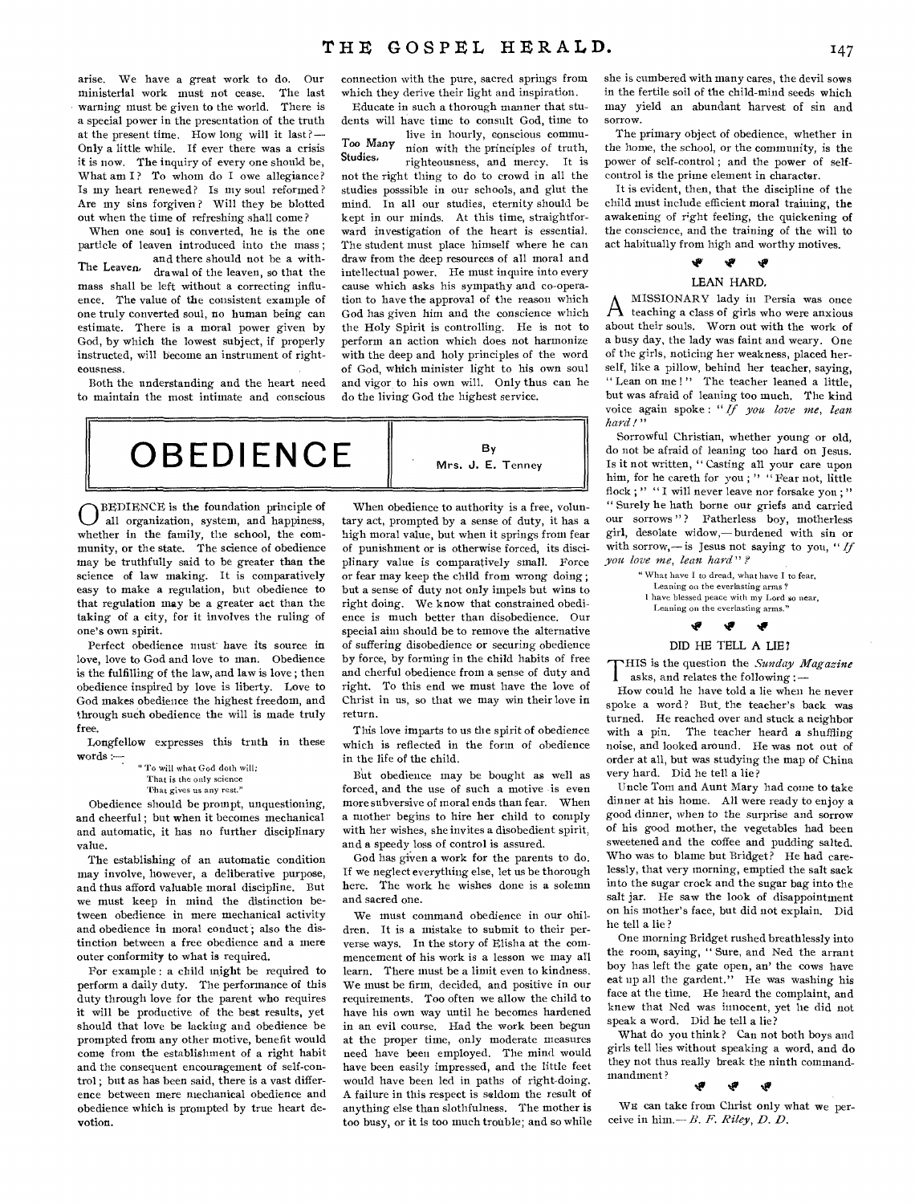arise. We have a great work to do. Our ministerial work must not cease. The last warning must be given to the world. There is a special power in the presentation of the truth at the present time. How long will it last?— Only a little while. If ever there was a crisis it is now. The inquiry of every one should be, What am I? To whom do I owe allegiance? Is my heart renewed? Is my soul reformed? Are my sins forgiven? Will they be blotted out when the time of refreshing shall come?

When one soul is converted, he is the one particle of leaven introduced into the mass; and there should not be a withdrawal of the leaven, so that the mass shall be left without a correcting influence. The value of the consistent example of one truly converted soul, no human being can estimate. There is a moral power given by God, by which the lowest subject, if properly instructed, will become an instrument of righteousness.

*The Leaven.*

Both the understanding and the heart need to maintain the most intimate and conscious connection with the pure, sacred springs from which they derive their light and inspiration.

Educate in such a thorough manner that students will have time to consult God, time to live in hourly, conscious communion with the principles of truth, righteousness, and mercy. It is not the right thing to do to crowd in all the studies posssible in our schools, and glut the mind. In all our studies, eternity should be kept in our minds. At this time, straightforward investigation of the heart is essential. The student must place himself where he can draw from the deep resources of all moral and intellectual power. He must inquire into every cause which asks his sympathy and co-operation to have the approval of the reason which God has given him and the conscience which the Holy Spirit is controlling. He is not to perform an action which does not harmonize with the deep and holy principles of the word of God, which minister light to his own soul and vigor to his own will. Only thus can he do the living God the highest service.

*Too Many Studies.*

# OBEDIENCE

By Mrs. J. E. Tenney

OBEDIENCE is the foundation principle of all organization, system, and happiness, whether in the family, the school, the community, or the state. The science of obedience may be truthfully said to be greater than the science of law making. It is comparatively easy to make a regulation, but obedience to that regulation may be a greater act than the taking of a city, for it involves the ruling of one's own spirit.

Perfect obedience must have its source in love, love to God and love to man. Obedience is the fulfilling of the law, and law is love; then obedience inspired by love is liberty. Love to God makes obedience the highest freedom, and through such obedience the will is made truly free.

Longfellow expresses this truth in these words:—

> "To will what God doth will;
> That is the only science
> That gives us any rest."

Obedience should be prompt, unquestioning, and cheerful; but when it becomes mechanical and automatic, it has no further disciplinary value.

The establishing of an automatic condition may involve, however, a deliberative purpose, and thus afford valuable moral discipline. But we must keep in mind the distinction between obedience in mere mechanical activity and obedience in moral conduct; also the distinction between a free obedience and a mere outer conformity to what is required.

For example: a child might be required to perform a daily duty. The performance of this duty through love for the parent who requires it will be productive of the best results, yet should that love be lacking and obedience be prompted from any other motive, benefit would come from the establishment of a right habit and the consequent encouragement of self-control; but as has been said, there is a vast difference between mere mechanical obedience and obedience which is prompted by true heart devotion.

When obedience to authority is a free, voluntary act, prompted by a sense of duty, it has a high moral value, but when it springs from fear of punishment or is otherwise forced, its disciplinary value is comparatively small. Force or fear may keep the child from wrong doing; but a sense of duty not only impels but wins to right doing. We know that constrained obedience is much better than disobedience. Our special aim should be to remove the alternative of suffering disobedience or securing obedience by force, by forming in the child habits of free and cherful obedience from a sense of duty and right. To this end we must have the love of Christ in us, so that we may win their love in return.

This love imparts to us the spirit of obedience which is reflected in the form of obedience in the life of the child.

But obedience may be bought as well as forced, and the use of such a motive is even more subversive of moral ends than fear. When a mother begins to hire her child to comply with her wishes, she invites a disobedient spirit, and a speedy loss of control is assured.

God has given a work for the parents to do. If we neglect everything else, let us be thorough here. The work he wishes done is a solemn and sacred one.

We must command obedience in our children. It is a mistake to submit to their perverse ways. In the story of Elisha at the commencement of his work is a lesson we may all learn. There must be a limit even to kindness. We must be firm, decided, and positive in our requirements. Too often we allow the child to have his own way until he becomes hardened in an evil course. Had the work been begun at the proper time, only moderate measures need have been employed. The mind would have been easily impressed, and the little feet would have been led in paths of right-doing. A failure in this respect is seldom the result of anything else than slothfulness. The mother is too busy, or it is too much trouble; and so while she is cumbered with many cares, the devil sows in the fertile soil of the child-mind seeds which may yield an abundant harvest of sin and sorrow.

The primary object of obedience, whether in the home, the school, or the community, is the power of self-control; and the power of self-control is the prime element in character.

It is evident, then, that the discipline of the child must include efficient moral training, the awakening of right feeling, the quickening of the conscience, and the training of the will to act habitually from high and worthy motives.

## LEAN HARD.

A MISSIONARY lady in Persia was once teaching a class of girls who were anxious about their souls. Worn out with the work of a busy day, the lady was faint and weary. One of the girls, noticing her weakness, placed herself, like a pillow, behind her teacher, saying, "Lean on me!" The teacher leaned a little, but was afraid of leaning too much. The kind voice again spoke: "*If you love me, lean hard!*"

Sorrowful Christian, whether young or old, do not be afraid of leaning too hard on Jesus. Is it not written, "Casting all your care upon him, for he careth for you;" "Fear not, little flock;" "I will never leave nor forsake you;" "Surely he hath borne our griefs and carried our sorrows"? Fatherless boy, motherless girl, desolate widow,—burdened with sin or with sorrow,—is Jesus not saying to you, "*If you love me, lean hard*"?

> "What have I to dread, what have I to fear,
> Leaning on the everlasting arms?
> I have blessed peace with my Lord so near,
> Leaning on the everlasting arms."

## DID HE TELL A LIE?

THIS is the question the *Sunday Magazine* asks, and relates the following:—

How could he have told a lie when he never spoke a word? But the teacher's back was turned. He reached over and stuck a neighbor with a pin. The teacher heard a shuffling noise, and looked around. He was not out of order at all, but was studying the map of China very hard. Did he tell a lie?

Uncle Tom and Aunt Mary had come to take dinner at his home. All were ready to enjoy a good dinner, when to the surprise and sorrow of his good mother, the vegetables had been sweetened and the coffee and pudding salted. Who was to blame but Bridget? He had carelessly, that very morning, emptied the salt sack into the sugar crock and the sugar bag into the salt jar. He saw the look of disappointment on his mother's face, but did not explain. Did he tell a lie?

One morning Bridget rushed breathlessly into the room, saying, "Sure, and Ned the arrant boy has left the gate open, an' the cows have eat up all the gardent." He was washing his face at the time. He heard the complaint, and knew that Ned was innocent, yet he did not speak a word. Did he tell a lie?

What do you think? Can not both boys and girls tell lies without speaking a word, and do they not thus really break the ninth commandment?

WE can take from Christ only what we perceive in him.—*B. F. Riley, D. D.*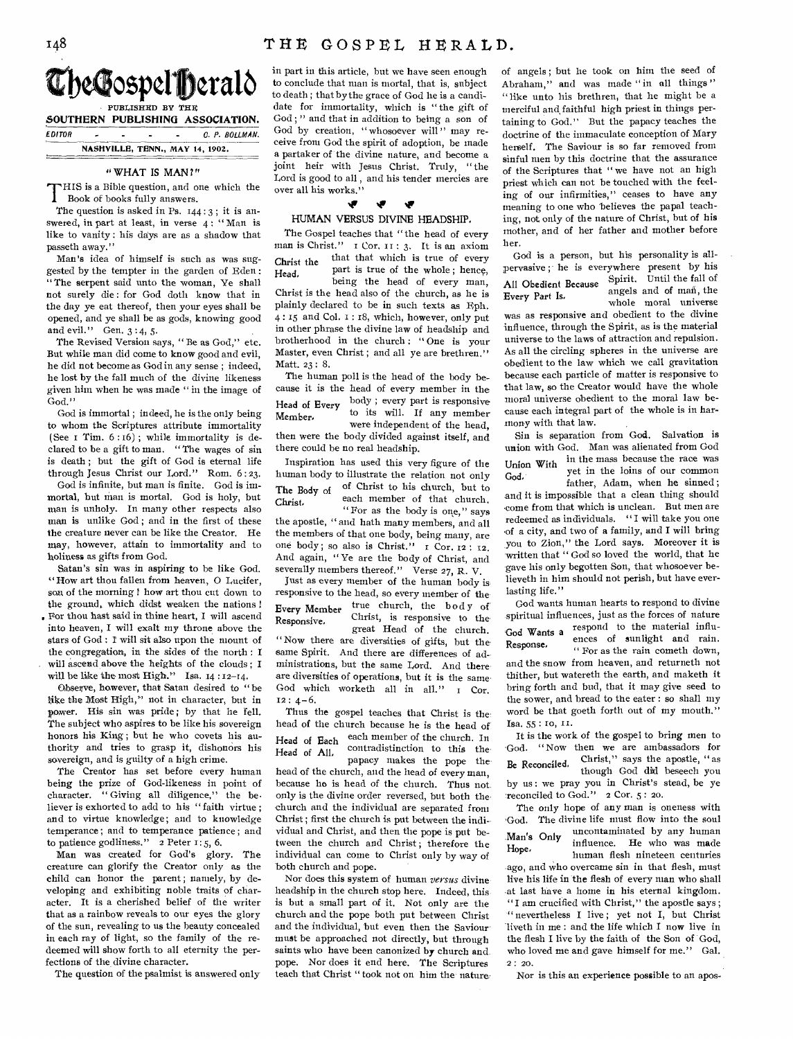# The Gospel Herald

PUBLISHED BY THE

**SOUTHERN PUBLISHING ASSOCIATION.**

EDITOR - - - - - C. P. BOLLMAN.

NASHVILLE, TENN., MAY 14, 1902.

## "WHAT IS MAN?"

THIS is a Bible question, and one which the Book of books fully answers.

The question is asked in Ps. 144:3; it is answered, in part at least, in verse 4: "Man is like to vanity: his days are as a shadow that passeth away."

Man's idea of himself is such as was suggested by the tempter in the garden of Eden: "The serpent said unto the woman, Ye shall not surely die: for God doth know that in the day ye eat thereof, then your eyes shall be opened, and ye shall be as gods, knowing good and evil." Gen. 3:4, 5.

The Revised Version says, "Be as God," etc. But while man did come to know good and evil, he did not become as God in any sense; indeed, he lost by the fall much of the divine likeness given him when he was made "in the image of God."

God is immortal; indeed, he is the only being to whom the Scriptures attribute immortality (See 1 Tim. 6:16); while immortality is declared to be a gift to man. "The wages of sin is death; but the gift of God is eternal life through Jesus Christ our Lord." Rom. 6:23.

God is infinite, but man is finite. God is immortal, but man is mortal. God is holy, but man is unholy. In many other respects also man is unlike God; and in the first of these the creature never can be like the Creator. He may, however, attain to immortality and to holiness as gifts from God.

Satan's sin was in aspiring to be like God. "How art thou fallen from heaven, O Lucifer, son of the morning! how art thou cut down to the ground, which didst weaken the nations! For thou hast said in thine heart, I will ascend into heaven, I will exalt my throne above the stars of God: I will sit also upon the mount of the congregation, in the sides of the north: I will ascend above the heights of the clouds; I will be like the most High." Isa. 14:12-14.

Observe, however, that Satan desired to "be like the Most High," not in character, but in power. His sin was pride; by that he fell. The subject who aspires to be like his sovereign honors his King; but he who covets his authority and tries to grasp it, dishonors his sovereign, and is guilty of a high crime.

The Creator has set before every human being the prize of God-likeness in point of character. "Giving all diligence," the believer is exhorted to add to his "faith virtue; and to virtue knowledge; and to knowledge temperance; and to temperance patience; and to patience godliness." 2 Peter 1:5, 6.

Man was created for God's glory. The creature can glorify the Creator only as the child can honor the parent; namely, by developing and exhibiting noble traits of character. It is a cherished belief of the writer that as a rainbow reveals to our eyes the glory of the sun, revealing to us the beauty concealed in each ray of light, so the family of the redeemed will show forth to all eternity the perfections of the divine character.

The question of the psalmist is answered only in part in this article, but we have seen enough to conclude that man is mortal, that is, subject to death; that by the grace of God he is a candidate for immortality, which is "the gift of God;" and that in addition to being a son of God by creation, "whosoever will" may receive from God the spirit of adoption, be made a partaker of the divine nature, and become a joint heir with Jesus Christ. Truly, "the Lord is good to all, and his tender mercies are over all his works."

## HUMAN VERSUS DIVINE HEADSHIP.

The Gospel teaches that "the head of every man is Christ." 1 Cor. 11:3. It is an axiom that that which is true of every part is true of the whole; hence, being the head of every man, Christ is the head also of the church, as he is plainly declared to be in such texts as Eph. 4:15 and Col. 1:18, which, however, only put in other phrase the divine law of headship and brotherhood in the church: "One is your Master, even Christ; and all ye are brethren." Matt. 23:8.

*Christ the Head.*

The human poll is the head of the body because it is the head of every member in the body; every part is responsive to its will. If any member were independent of the head, then were the body divided against itself, and there could be no real headship.

*Head of Every Member.*

Inspiration has used this very figure of the human body to illustrate the relation not only of Christ to his church, but to each member of that church. "For as the body is one," says the apostle, "and hath many members, and all the members of that one body, being many, are one body; so also is Christ." 1 Cor. 12:12. And again, "Ye are the body of Christ, and severally members thereof." Verse 27, R. V.

*The Body of Christ.*

Just as every member of the human body is responsive to the head, so every member of the true church, the body of Christ, is responsive to the great Head of the church. "Now there are diversities of gifts, but the same Spirit. And there are differences of administrations, but the same Lord. And there are diversities of operations, but it is the same God which worketh all in all." 1 Cor. 12:4-6.

*Every Member Responsive.*

Thus the gospel teaches that Christ is the head of the church because he is the head of each member of the church. In contradistinction to this the papacy makes the pope the head of the church, and the head of every man, because he is head of the church. Thus not only is the divine order reversed, but both the church and the individual are separated from Christ; first the church is put between the individual and Christ, and then the pope is put between the church and Christ; therefore the individual can come to Christ only by way of both church and pope.

*Head of Each Head of All.*

Nor does this system of human *versus* divine headship in the church stop here. Indeed, this is but a small part of it. Not only are the church and the pope both put between Christ and the individual, but even then the Saviour must be approached not directly, but through saints who have been canonized by church and pope. Nor does it end here. The Scriptures teach that Christ "took not on him the nature of angels; but he took on him the seed of Abraham," and was made "in all things" "like unto his brethren, that he might be a merciful and faithful high priest in things pertaining to God." But the papacy teaches the doctrine of the immaculate conception of Mary herself. The Saviour is so far removed from sinful men by this doctrine that the assurance of the Scriptures that "we have not an high priest which can not be touched with the feeling of our infirmities," ceases to have any meaning to one who believes the papal teaching, not only of the nature of Christ, but of his mother, and of her father and mother before her.

God is a person, but his personality is all-pervasive; he is everywhere present by his Spirit. Until the fall of angels and of man, the whole moral universe was as responsive and obedient to the divine influence, through the Spirit, as is the material universe to the laws of attraction and repulsion. As all the circling spheres in the universe are obedient to the law which we call gravitation because each particle of matter is responsive to that law, so the Creator would have the whole moral universe obedient to the moral law because each integral part of the whole is in harmony with that law.

*All Obedient Because Every Part Is.*

Sin is separation from God. Salvation is union with God. Man was alienated from God in the mass because the race was yet in the loins of our common father, Adam, when he sinned; and it is impossible that a clean thing should come from that which is unclean. But men are redeemed as individuals. "I will take you one of a city, and two of a family, and I will bring you to Zion," the Lord says. Moreover it is written that "God so loved the world, that he gave his only begotten Son, that whosoever believeth in him should not perish, but have everlasting life."

*Union With God.*

God wants human hearts to respond to divine spiritual influences, just as the forces of nature respond to the material influences of sunlight and rain. "For as the rain cometh down, and the snow from heaven, and returneth not thither, but watereth the earth, and maketh it bring forth and bud, that it may give seed to the sower, and bread to the eater: so shall my word be that goeth forth out of my mouth." Isa. 55:10, 11.

*God Wants a Response.*

It is the work of the gospel to bring men to God. "Now then we are ambassadors for Christ," says the apostle, "as though God did beseech you by us: we pray you in Christ's stead, be ye reconciled to God." 2 Cor. 5:20.

*Be Reconciled.*

The only hope of any man is oneness with God. The divine life must flow into the soul uncontaminated by any human influence. He who was made human flesh nineteen centuries ago, and who overcame sin in that flesh, must live his life in the flesh of every man who shall at last have a home in his eternal kingdom. "I am crucified with Christ," the apostle says; "nevertheless I live; yet not I, but Christ liveth in me: and the life which I now live in the flesh I live by the faith of the Son of God, who loved me and gave himself for me." Gal. 2:20.

*Man's Only Hope.*

Nor is this an experience possible to an apos-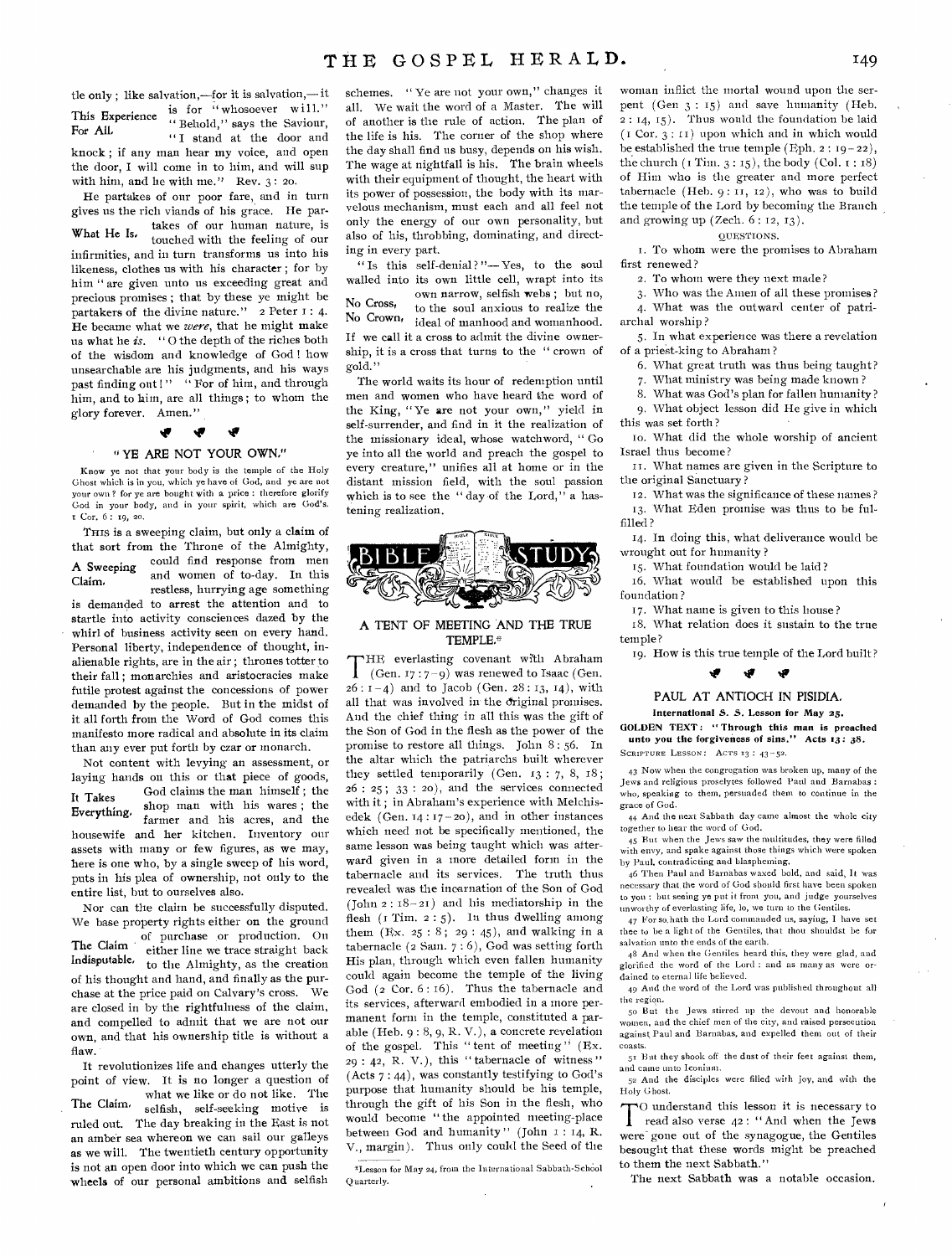tle only; like salvation,—for it is salvation,—it is for "whosoever will." "Behold," says the Saviour, "I stand at the door and knock; if any man hear my voice, and open the door, I will come in to him, and will sup with him, and he with me." Rev. 3: 20.

**This Experience For All.**

He partakes of our poor fare, and in turn gives us the rich viands of his grace. He partakes of our human nature, is touched with the feeling of our infirmities, and in turn transforms us into his likeness, clothes us with his character; for by him "are given unto us exceeding great and precious promises; that by these ye might be partakers of the divine nature." 2 Peter 1: 4. He became what we *were*, that he might make us what he *is*. "O the depth of the riches both of the wisdom and knowledge of God! how unsearchable are his judgments, and his ways past finding out!" "For of him, and through him, and to him, are all things; to whom the glory forever. Amen."

**What He Is.**

## "YE ARE NOT YOUR OWN."

Know ye not that your body is the temple of the Holy Ghost which is in you, which ye have of God, and ye are not your own? for ye are bought with a price: therefore glorify God in your body, and in your spirit, which are God's. 1 Cor. 6: 19, 20.

THIS is a sweeping claim, but only a claim of that sort from the Throne of the Almighty, could find response from men and women of to-day. In this restless, hurrying age something is demanded to arrest the attention and to startle into activity consciences dazed by the whirl of business activity seen on every hand. Personal liberty, independence of thought, inalienable rights, are in the air; thrones totter to their fall; monarchies and aristocracies make futile protest against the concessions of power demanded by the people. But in the midst of it all forth from the Word of God comes this manifesto more radical and absolute in its claim than any ever put forth by czar or monarch.

**A Sweeping Claim.**

Not content with levying an assessment, or laying hands on this or that piece of goods, God claims the man himself; the shop man with his wares; the farmer and his acres, and the housewife and her kitchen. Inventory our assets with many or few figures, as we may, here is one who, by a single sweep of his word, puts in his plea of ownership, not only to the entire list, but to ourselves also.

**It Takes Everything.**

Nor can the claim be successfully disputed. We base property rights either on the ground of purchase or production. On either line we trace straight back to the Almighty, as the creation of his thought and hand, and finally as the purchase at the price paid on Calvary's cross. We are closed in by the rightfulness of the claim, and compelled to admit that we are not our own, and that his ownership title is without a flaw.

**The Claim Indisputable.**

It revolutionizes life and changes utterly the point of view. It is no longer a question of what we like or do not like. The selfish, self-seeking motive is ruled out. The day breaking in the East is not an amber sea whereon we can sail our galleys as we will. The twentieth century opportunity is not an open door into which we can push the wheels of our personal ambitions and selfish schemes. "Ye are not your own," changes it all. We wait the word of a Master. The will of another is the rule of action. The plan of the life is his. The corner of the shop where the day shall find us busy, depends on his wish. The wage at nightfall is his. The brain wheels with their equipment of thought, the heart with its power of possession, the body with its marvelous mechanism, must each and all feel not only the energy of our own personality, but also of his, throbbing, dominating, and directing in every part.

**The Claim.**

"Is this self-denial?"—Yes, to the soul walled into its own little cell, wrapt into its own narrow, selfish webs; but no, to the soul anxious to realize the ideal of manhood and womanhood. If we call it a cross to admit the divine ownership, it is a cross that turns to the "crown of gold."

**No Cross, No Crown.**

The world waits its hour of redemption until men and women who have heard the word of the King, "Ye are not your own," yield in self-surrender, and find in it the realization of the missionary ideal, whose watchword, "Go ye into all the world and preach the gospel to every creature," unifies all at home or in the distant mission field, with the soul passion which is to see the "day of the Lord," a hastening realization.

# BIBLE STUDY

## A TENT OF MEETING AND THE TRUE TEMPLE.*

THE everlasting covenant with Abraham (Gen. 17: 7-9) was renewed to Isaac (Gen. 26: 1-4) and to Jacob (Gen. 28: 13, 14), with all that was involved in the original promises. And the chief thing in all this was the gift of the Son of God in the flesh as the power of the promise to restore all things. John 8: 56. In the altar which the patriarchs built wherever they settled temporarily (Gen. 13: 7, 8, 18; 26: 25; 33: 20), and the services connected with it; in Abraham's experience with Melchisedek (Gen. 14: 17-20), and in other instances which need not be specifically mentioned, the same lesson was being taught which was afterward given in a more detailed form in the tabernacle and its services. The truth thus revealed was the incarnation of the Son of God (John 2: 18-21) and his mediatorship in the flesh (1 Tim. 2: 5). In thus dwelling among them (Ex. 25: 8; 29: 45), and walking in a tabernacle (2 Sam. 7: 6), God was setting forth His plan, through which even fallen humanity could again become the temple of the living God (2 Cor. 6: 16). Thus the tabernacle and its services, afterward embodied in a more permanent form in the temple, constituted a parable (Heb. 9: 8, 9, R. V.), a concrete revelation of the gospel. This "tent of meeting" (Ex. 29: 42, R. V.), this "tabernacle of witness" (Acts 7: 44), was constantly testifying to God's purpose that humanity should be his temple, through the gift of his Son in the flesh, who would become "the appointed meeting-place between God and humanity" (John 1: 14, R. V., margin). Thus only could the Seed of the woman inflict the mortal wound upon the serpent (Gen 3: 15) and save humanity (Heb. 2: 14, 15). Thus would the foundation be laid (1 Cor. 3: 11) upon which and in which would be established the true temple (Eph. 2: 19-22), the church (1 Tim. 3: 15), the body (Col. 1: 18) of Him who is the greater and more perfect tabernacle (Heb. 9: 11, 12), who was to build the temple of the Lord by becoming the Branch and growing up (Zech. 6: 12, 13).

*Lesson for May 24, from the International Sabbath-School Quarterly.

### QUESTIONS.

1. To whom were the promises to Abraham first renewed?
2. To whom were they next made?
3. Who was the Amen of all these promises?
4. What was the outward center of patriarchal worship?
5. In what experience was there a revelation of a priest-king to Abraham?
6. What great truth was thus being taught?
7. What ministry was being made known?
8. What was God's plan for fallen humanity?
9. What object lesson did He give in which this was set forth?
10. What did the whole worship of ancient Israel thus become?
11. What names are given in the Scripture to the original Sanctuary?
12. What was the significance of these names?
13. What Eden promise was thus to be fulfilled?
14. In doing this, what deliverance would be wrought out for humanity?
15. What foundation would be laid?
16. What would be established upon this foundation?
17. What name is given to this house?
18. What relation does it sustain to the true temple?
19. How is this true temple of the Lord built?

## PAUL AT ANTIOCH IN PISIDIA.

**International S. S. Lesson for May 25.**

**GOLDEN TEXT: "Through this man is preached unto you the forgiveness of sins." Acts 13: 38.**

SCRIPTURE LESSON: ACTS 13: 43-52.

43 Now when the congregation was broken up, many of the Jews and religious proselytes followed Paul and Barnabas: who, speaking to them, persuaded them to continue in the grace of God.

44 And the next Sabbath day came almost the whole city together to hear the word of God.

45 But when the Jews saw the multitudes, they were filled with envy, and spake against those things which were spoken by Paul, contradicting and blaspheming.

46 Then Paul and Barnabas waxed bold, and said, It was necessary that the word of God should first have been spoken to you: but seeing ye put it from you, and judge yourselves unworthy of everlasting life, lo, we turn to the Gentiles.

47 For so hath the Lord commanded us, saying, I have set thee to be a light of the Gentiles, that thou shouldst be for salvation unto the ends of the earth.

48 And when the Gentiles heard this, they were glad, and glorified the word of the Lord: and as many as were ordained to eternal life believed.

49 And the word of the Lord was published throughout all the region.

50 But the Jews stirred up the devout and honorable women, and the chief men of the city, and raised persecution against Paul and Barnabas, and expelled them out of their coasts.

51 But they shook off the dust of their feet against them, and came unto Iconium.

52 And the disciples were filled with joy, and with the Holy Ghost.

TO understand this lesson it is necessary to read also verse 42: "And when the Jews were gone out of the synagogue, the Gentiles besought that these words might be preached to them the next Sabbath."

The next Sabbath was a notable occasion.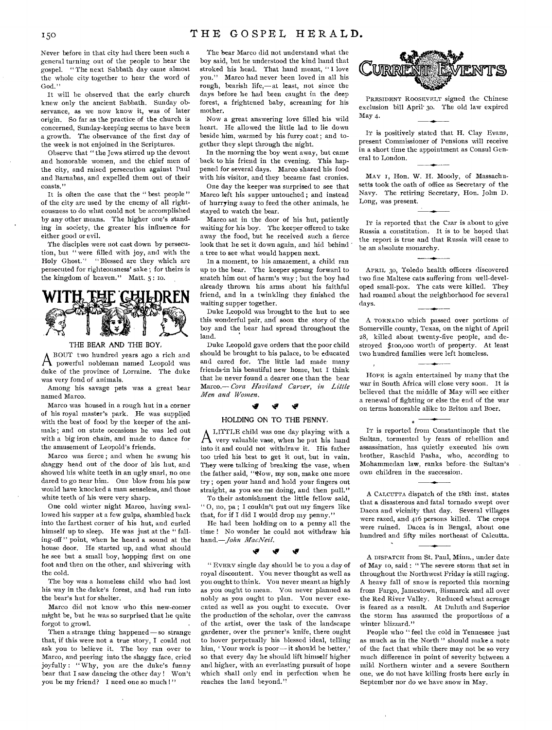Never before in that city had there been such a general turning out of the people to hear the gospel. "The next Sabbath day came almost the whole city together to hear the word of God."

It will be observed that the early church knew only the ancient Sabbath. Sunday observance, as we now know it, was of later origin. So far as the practice of the church is concerned, Sunday-keeping seems to have been a growth. The observance of the first day of the week is not enjoined in the Scriptures.

Observe that "the Jews stirred up the devout and honorable women, and the chief men of the city, and raised persecution against Paul and Barnabas, and expelled them out of their coasts."

It is often the case that the "best people" of the city are used by the enemy of all righteousness to do what could not be accomplished by any other means. The higher one's standing in society, the greater his influence for either good or evil.

The disciples were not cast down by persecution, but "were filled with joy, and with the Holy Ghost." "Blessed are they which are persecuted for righteousness' sake; for theirs is the kingdom of heaven." Matt. 5: 10.

# WITH THE CHILDREN

### THE BEAR AND THE BOY.

About two hundred years ago a rich and powerful nobleman named Leopold was duke of the province of Lorraine. The duke was very fond of animals.

Among his savage pets was a great bear named Marco.

Marco was housed in a rough hut in a corner of his royal master's park. He was supplied with the best of food by the keeper of the animals; and on state occasions he was led out with a big iron chain, and made to dance for the amusement of Leopold's friends.

Marco was fierce; and when he swung his shaggy head out of the door of his hut, and showed his white teeth in an ugly snarl, no one dared to go near him. One blow from his paw would have knocked a man senseless, and those white teeth of his were very sharp.

One cold winter night Marco, having swallowed his supper at a few gulps, shambled back into the farthest corner of his hut, and curled himself up to sleep. He was just at the "falling-off" point, when he heard a sound at the house door. He started up, and what should he see but a small boy, hopping first on one foot and then on the other, and shivering with the cold.

The boy was a homeless child who had lost his way in the duke's forest, and had run into the bear's hut for shelter.

Marco did not know who this new-comer might be, but he was so surprised that he quite forgot to growl.

Then a strange thing happened — so strange that, if this were not a true story, I could not ask you to believe it. The boy ran over to Marco, and peering into the shaggy face, cried joyfully: "Why, you are the duke's funny bear that I saw dancing the other day! Won't you be my friend? I need one so much!"

The bear Marco did not understand what the boy said, but he understood the kind hand that stroked his head. That hand meant, "I love you." Marco had never been loved in all his rough, bearish life,— at least, not since the days before he had been caught in the deep forest, a frightened baby, screaming for his mother.

Now a great answering love filled his wild heart. He allowed the little lad to lie down beside him, warmed by his furry coat; and together they slept through the night.

In the morning the boy went away, but came back to his friend in the evening. This happened for several days. Marco shared his food with his visitor, and they became fast cronies.

One day the keeper was surprised to see that Marco left his supper untouched; and instead of hurrying away to feed the other animals, he stayed to watch the bear.

Marco sat in the door of his hut, patiently waiting for his boy. The keeper offered to take away the food, but he received such a fierce look that he set it down again, and hid behind a tree to see what would happen next.

In a moment, to his amazement, a child ran up to the bear. The keeper sprang forward to snatch him out of harm's way; but the boy had already thrown his arms about his faithful friend, and in a twinkling they finished the waiting supper together.

Duke Leopold was brought to the hut to see this wonderful pair, and soon the story of the boy and the bear had spread throughout the land.

Duke Leopold gave orders that the poor child should be brought to his palace, to be educated and cared for. The little lad made many friends in his beautiful new home, but I think that he never found a dearer one than the bear Marco.— *Cora Haviland Carver, in Little Men and Women.*

### HOLDING ON TO THE PENNY.

A little child was one day playing with a very valuable vase, when he put his hand into it and could not withdraw it. His father too tried his best to get it out, but in vain. They were talking of breaking the vase, when the father said, "Now, my son, make one more try; open your hand and hold your fingers out straight, as you see me doing, and then pull."

To their astonishment the little fellow said, "O, no, pa; I couldn't put out my fingers like that, for if I did I would drop my penny."

He had been holding on to a penny all the time! No wonder he could not withdraw his hand.—*John MacNeil.*

"Every single day should be to you a day of royal discontent. You never thought as well as you ought to think. You never meant as highly as you ought to mean. You never planned as nobly as you ought to plan. You never executed as well as you ought to execute. Over the production of the scholar, over the canvass of the artist, over the task of the landscape gardener, over the pruner's knife, there ought to hover perpetually his blessed ideal, telling him, 'Your work is poor — it should be better,' so that every day he should lift himself higher and higher, with an everlasting pursuit of hope which shall only end in perfection when he reaches the land beyond."

# CURRENT EVENTS

President Roosevelt signed the Chinese exclusion bill April 30. The old law expired May 4.

It is positively stated that H. Clay Evans, present Commissioner of Pensions will receive in a short time the appointment as Consul General to London.

May 1, Hon. W. H. Moody, of Massachusetts took the oath of office as Secretary of the Navy. The retiring Secretary, Hon. John D. Long, was present.

It is reported that the Czar is about to give Russia a constitution. It is to be hoped that the report is true and that Russia will cease to be an absolute monarchy.

April 30, Toledo health officers discovered two fine Maltese cats suffering from well-developed small-pox. The cats were killed. They had roamed about the neighborhood for several days.

A tornado which passed over portions of Somerville county, Texas, on the night of April 28, killed about twenty-five people, and destroyed $100,000 worth of property. At least two hundred families were left homeless.

Hope is again entertained by many that the war in South Africa will close very soon. It is believed that the middle of May will see either a renewal of fighting or else the end of the war on terms honorable alike to Briton and Boer.

It is reported from Constantinople that the Sultan, tormented by fears of rebellion and assassination, has quietly executed his own brother, Raschid Pasha, who, according to Mohammedan law, ranks before the Sultan's own children in the succession.

A Calcutta dispatch of the 18th inst. states that a disasterous and fatal tornado swept over Dacca and vicinity that day. Several villages were razed, and 416 persons killed. The crops were ruined. Dacca is in Bengal, about one hundred and fifty miles northeast of Calcutta.

A dispatch from St. Paul, Minn., under date of May 10, said: "The severe storm that set in throughout the Northwest Friday is still raging. A heavy fall of snow is reported this morning from Fargo, Jamestown, Bismarck and all over the Red River Valley. Reduced wheat acreage is feared as a result. At Duluth and Superior the storm has assumed the proportions of a winter blizzard."

People who "feel the cold in Tennessee just as much as in the North" should make a note of the fact that while there may not be so very much difference in point of severity between a mild Northern winter and a severe Southern one, we do not have killing frosts here early in September nor do we have snow in May.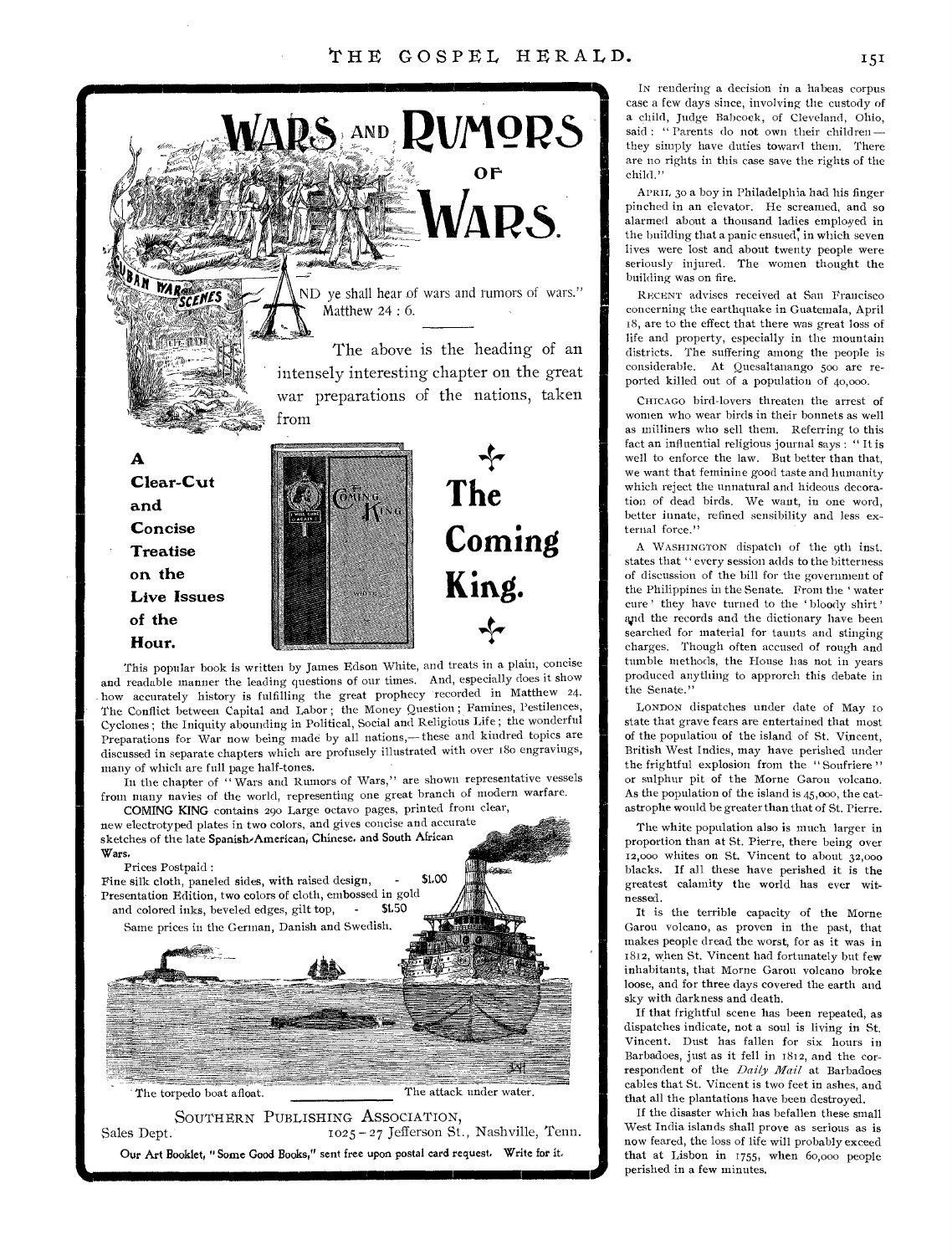# WARS AND RUMORS OF WARS.

"AND ye shall hear of wars and rumors of wars." Matthew 24 : 6.

The above is the heading of an intensely interesting chapter on the great war preparations of the nations, taken from

**A Clear-Cut and Concise Treatise on the Live Issues of the Hour.**

## The Coming King.

This popular book is written by James Edson White, and treats in a plain, concise and readable manner the leading questions of our times. And, especially does it show how accurately history is fulfilling the great prophecy recorded in Matthew 24. The Conflict between Capital and Labor; the Money Question; Famines, Pestilences, Cyclones; the Iniquity abounding in Political, Social and Religious Life; the wonderful Preparations for War now being made by all nations,—these and kindred topics are discussed in separate chapters which are profusely illustrated with over 180 engravings, many of which are full page half-tones.

In the chapter of "Wars and Rumors of Wars," are shown representative vessels from many navies of the world, representing one great branch of modern warfare.

COMING KING contains 290 Large octavo pages, printed from clear, new electrotyped plates in two colors, and gives concise and accurate sketches of the late Spanish-American, Chinese, and South African Wars.

Prices Postpaid:

Fine silk cloth, paneled sides, with raised design, - $1.00

Presentation Edition, two colors of cloth, embossed in gold and colored inks, beveled edges, gilt top, - $1.50

Same prices in the German, Danish and Swedish.

The torpedo boat afloat. The attack under water.

SOUTHERN PUBLISHING ASSOCIATION,
Sales Dept. 1025-27 Jefferson St., Nashville, Tenn.

**Our Art Booklet, "Some Good Books," sent free upon postal card request. Write for it.**

---

IN rendering a decision in a habeas corpus case a few days since, involving the custody of a child, Judge Babcock, of Cleveland, Ohio, said: "Parents do not own their children—they simply have duties toward them. There are no rights in this case save the rights of the child."

APRIL 30 a boy in Philadelphia had his finger pinched in an elevator. He screamed, and so alarmed about a thousand ladies employed in the building that a panic ensued, in which seven lives were lost and about twenty people were seriously injured. The women thought the building was on fire.

RECENT advises received at San Francisco concerning the earthquake in Guatemala, April 18, are to the effect that there was great loss of life and property, especially in the mountain districts. The suffering among the people is considerable. At Quesaltanango 500 are reported killed out of a population of 40,000.

CHICAGO bird-lovers threaten the arrest of women who wear birds in their bonnets as well as milliners who sell them. Referring to this fact an influential religious journal says: "It is well to enforce the law. But better than that, we want that feminine good taste and humanity which reject the unnatural and hideous decoration of dead birds. We want, in one word, better innate, refined sensibility and less external force."

A WASHINGTON dispatch of the 9th inst. states that "every session adds to the bitterness of discussion of the bill for the government of the Philippines in the Senate. From the 'water cure' they have turned to the 'bloody shirt' and the records and the dictionary have been searched for material for taunts and stinging charges. Though often accused of rough and tumble methods, the House has not in years produced anything to approrch this debate in the Senate."

LONDON dispatches under date of May 10 state that grave fears are entertained that most of the population of the island of St. Vincent, British West Indies, may have perished under the frightful explosion from the "Soufriere" or sulphur pit of the Morne Garou volcano. As the population of the island is 45,000, the catastrophe would be greater than that of St. Pierre.

The white population also is much larger in proportion than at St. Pierre, there being over 12,000 whites on St. Vincent to about 32,000 blacks. If all these have perished it is the greatest calamity the world has ever witnessed.

It is the terrible capacity of the Morne Garou volcano, as proven in the past, that makes people dread the worst, for as it was in 1812, when St. Vincent had fortunately but few inhabitants, that Morne Garou volcano broke loose, and for three days covered the earth and sky with darkness and death.

If that frightful scene has been repeated, as dispatches indicate, not a soul is living in St. Vincent. Dust has fallen for six hours in Barbadoes, just as it fell in 1812, and the correspondent of the *Daily Mail* at Barbadoes cables that St. Vincent is two feet in ashes, and that all the plantations have been destroyed.

If the disaster which has befallen these small West India islands shall prove as serious as is now feared, the loss of life will probably exceed that at Lisbon in 1755, when 60,000 people perished in a few minutes.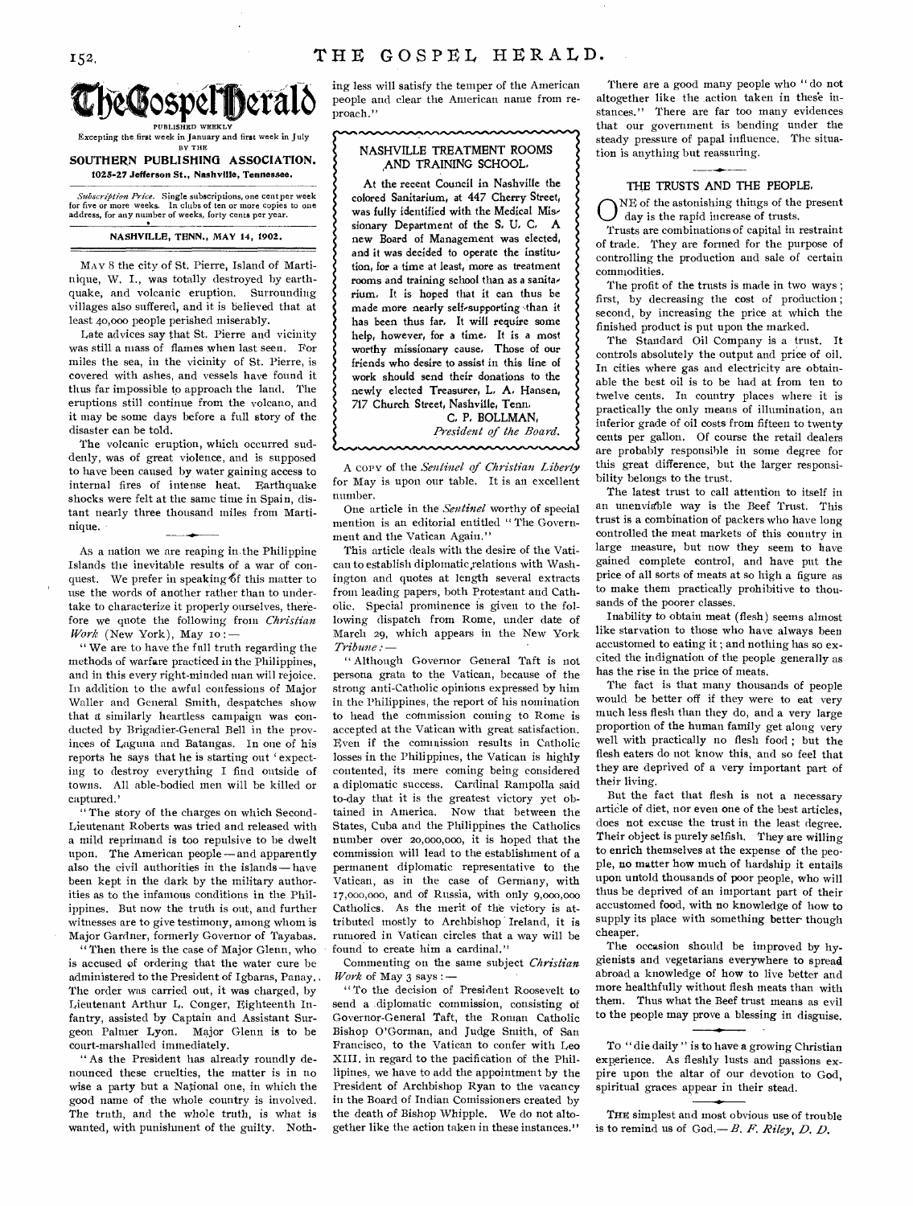# The Gospel Herald

PUBLISHED WEEKLY

Excepting the first week in January and first week in July

BY THE

**SOUTHERN PUBLISHING ASSOCIATION.**

**1025-27 Jefferson St., Nashville, Tennessee.**

*Subscription Price.* Single subscriptions, one cent per week for five or more weeks. In clubs of ten or more copies to one address, for any number of weeks, forty cents per year.

**NASHVILLE, TENN., MAY 14, 1902.**

MAY 8 the city of St. Pierre, Island of Martinique, W. I., was totally destroyed by earthquake, and volcanic eruption. Surrounding villages also suffered, and it is believed that at least 40,000 people perished miserably.

Late advices say that St. Pierre and vicinity was still a mass of flames when last seen. For miles the sea, in the vicinity of St. Pierre, is covered with ashes, and vessels have found it thus far impossible to approach the land. The eruptions still continue from the volcano, and it may be some days before a full story of the disaster can be told.

The volcanic eruption, which occurred suddenly, was of great violence, and is supposed to have been caused by water gaining access to internal fires of intense heat. Earthquake shocks were felt at the same time in Spain, distant nearly three thousand miles from Martinique.

As a nation we are reaping in the Philippine Islands the inevitable results of a war of conquest. We prefer in speaking of this matter to use the words of another rather than to undertake to characterize it properly ourselves, therefore we quote the following from *Christian Work* (New York), May 10:—

"We are to have the full truth regarding the methods of warfare practiced in the Philippines, and in this every right-minded man will rejoice. In addition to the awful confessions of Major Waller and General Smith, despatches show that a similarly heartless campaign was conducted by Brigadier-General Bell in the provinces of Laguna and Batangas. In one of his reports he says that he is starting out 'expecting to destroy everything I find outside of towns. All able-bodied men will be killed or captured.'

"The story of the charges on which Second-Lieutenant Roberts was tried and released with a mild reprimand is too repulsive to be dwelt upon. The American people—and apparently also the civil authorities in the islands—have been kept in the dark by the military authorities as to the infamous conditions in the Philippines. But now the truth is out, and further witnesses are to give testimony, among whom is Major Gardner, formerly Governor of Tayabas.

"Then there is the case of Major Glenn, who is accused of ordering that the water cure be administered to the President of Igbaras, Panay. The order was carried out, it was charged, by Lieutenant Arthur L. Conger, Eighteenth Infantry, assisted by Captain and Assistant Surgeon Palmer Lyon. Major Glenn is to be court-marshalled immediately.

"As the President has already roundly denounced these cruelties, the matter is in no wise a party but a National one, in which the good name of the whole country is involved. The truth, and the whole truth, is what is wanted, with punishment of the guilty. Nothing less will satisfy the temper of the American people and clear the American name from reproach."

**NASHVILLE TREATMENT ROOMS AND TRAINING SCHOOL.**

At the recent Council in Nashville the colored Sanitarium, at 447 Cherry Street, was fully identified with the Medical Missionary Department of the S. U. C. A new Board of Management was elected, and it was decided to operate the institution, for a time at least, more as treatment rooms and training school than as a sanitarium. It is hoped that it can thus be made more nearly self-supporting than it has been thus far. It will require some help, however, for a time. It is a most worthy missionary cause. Those of our friends who desire to assist in this line of work should send their donations to the newly elected Treasurer, L. A. Hansen, 717 Church Street, Nashville, Tenn.

C. P. BOLLMAN,
*President of the Board.*

A COPY of the *Sentinel of Christian Liberty* for May is upon our table. It is an excellent number.

One article in the *Sentinel* worthy of special mention is an editorial entitled "The Government and the Vatican Again."

This article deals with the desire of the Vatican to establish diplomatic relations with Washington and quotes at length several extracts from leading papers, both Protestant and Catholic. Special prominence is given to the following dispatch from Rome, under date of March 29, which appears in the New York *Tribune*:—

"Although Governor General Taft is not persona grata to the Vatican, because of the strong anti-Catholic opinions expressed by him in the Philippines, the report of his nomination to head the commission coming to Rome is accepted at the Vatican with great satisfaction. Even if the commission results in Catholic losses in the Philippines, the Vatican is highly contented, its mere coming being considered a diplomatic success. Cardinal Rampolla said to-day that it is the greatest victory yet obtained in America. Now that between the States, Cuba and the Philippines the Catholics number over 20,000,000, it is hoped that the commission will lead to the establishment of a permanent diplomatic representative to the Vatican, as in the case of Germany, with 17,000,000, and of Russia, with only 9,000,000 Catholics. As the merit of the victory is attributed mostly to Archbishop Ireland, it is rumored in Vatican circles that a way will be found to create him a cardinal."

Commenting on the same subject *Christian Work* of May 3 says:—

"To the decision of President Roosevelt to send a diplomatic commission, consisting of Governor-General Taft, the Roman Catholic Bishop O'Gorman, and Judge Smith, of San Francisco, to the Vatican to confer with Leo XIII. in regard to the pacification of the Philippines, we have to add the appointment by the President of Archbishop Ryan to the vacancy in the Board of Indian Comissioners created by the death of Bishop Whipple. We do not altogether like the action taken in these instances."

There are a good many people who "do not altogether like the action taken in these instances." There are far too many evidences that our government is bending under the steady pressure of papal influence. The situation is anything but reassuring.

## THE TRUSTS AND THE PEOPLE.

ONE of the astonishing things of the present day is the rapid increase of trusts.

Trusts are combinations of capital in restraint of trade. They are formed for the purpose of controlling the production and sale of certain commodities.

The profit of the trusts is made in two ways; first, by decreasing the cost of production; second, by increasing the price at which the finished product is put upon the marked.

The Standard Oil Company is a trust. It controls absolutely the output and price of oil. In cities where gas and electricity are obtainable the best oil is to be had at from ten to twelve cents. In country places where it is practically the only means of illumination, an inferior grade of oil costs from fifteen to twenty cents per gallon. Of course the retail dealers are probably responsible in some degree for this great difference, but the larger responsibility belongs to the trust.

The latest trust to call attention to itself in an unenviable way is the Beef Trust. This trust is a combination of packers who have long controlled the meat markets of this country in large measure, but now they seem to have gained complete control, and have put the price of all sorts of meats at so high a figure as to make them practically prohibitive to thousands of the poorer classes.

Inability to obtain meat (flesh) seems almost like starvation to those who have always been accustomed to eating it; and nothing has so excited the indignation of the people generally as has the rise in the price of meats.

The fact is that many thousands of people would be better off if they were to eat very much less flesh than they do, and a very large proportion of the human family get along very well with practically no flesh food; but the flesh eaters do not know this, and so feel that they are deprived of a very important part of their living.

But the fact that flesh is not a necessary article of diet, nor even one of the best articles, does not excuse the trust in the least degree. Their object is purely selfish. They are willing to enrich themselves at the expense of the people, no matter how much of hardship it entails upon untold thousands of poor people, who will thus be deprived of an important part of their accustomed food, with no knowledge of how to supply its place with something better though cheaper.

The occasion should be improved by hygienists and vegetarians everywhere to spread abroad a knowledge of how to live better and more healthfully without flesh meats than with them. Thus what the Beef trust means as evil to the people may prove a blessing in disguise.

To "die daily" is to have a growing Christian experience. As fleshly lusts and passions expire upon the altar of our devotion to God, spiritual graces appear in their stead.

THE simplest and most obvious use of trouble is to remind us of God.—*B. F. Riley, D. D.*